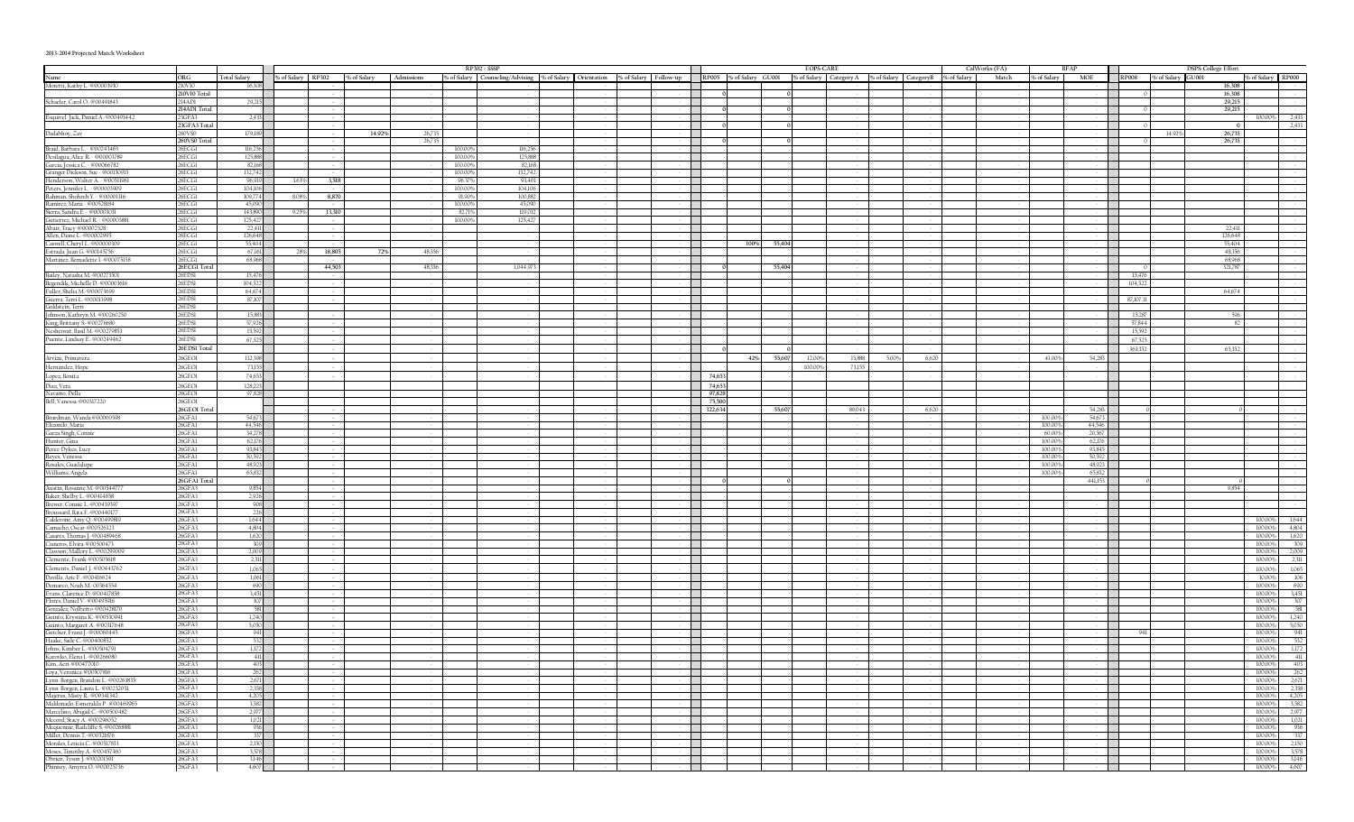**2013-2014 Projected Match Worksheet**

| | | | RP302 - SSSP | | | | | | | | | | EOPS-CARE | | | | | | | CalWorks (FA) | | BFAP | | DSPS-College Effort | | | | |
|---|---|---|---|---|---|---|---|---|---|---|---|---|---|---|---|---|---|---|---|---|---|---|---|---|---|---|---|---|
| Name | ORG | Total Salary | % of Salary | RP302 | % of Salary | Admissions | % of Salary | Counseling/Advising | % of Salary | Orientation | % of Salary | Follow-up | RP005 | % of Salary | GU001 | % of Salary | Category A | % of Salary | CategoryB | % of Salary | Match | % of Salary | MOE | RP008 | % of Salary | GU001 | % of Salary | RP000 |
| Moretti, Kathy L. #00003930 | 210V10 | 16,308 | | | | | | | | | | | | | | | | | | | | | | | | 16,308 | | |
| | 210V10 Total | | | | | | | | | | | | 0 | | 0 | | | | | | | | | 0 | | 16,308 | | |
| Schaefer, Carol O. #00491843 | 214ADI | 29,215 | | | | | | | | | | | | | | | | | | | | | | | | 29,215 | | |
| | 214ADI Total | | | | | | | | | | | | 0 | | 0 | | | | | | | | | 0 | | 29,215 | | |
| Esquivel-Jack, Daniel A. #00493442 | 23GFA1 | 2,433 | | | | | | | | | | | | | | | | | | | | | | | | | 100.00% | 2,433 |
| | 23GFA1 Total | | | | | | | | | | | | 0 | | 0 | | | | | | | | | 0 | | 0 | | 2,433 |
| Dadabhoy, Zav | 260VS0 | 179,189 | | | 14.92% | 26,735 | | | | | | | | | | | | | | | | | | | 14.92% | 26,735 | | |
| | 260VS0 Total | | | | | 26,735 | | | | | | | 0 | | 0 | | | | | | | | | 0 | | 26,735 | | |
| Braid, Barbara L. #00243463 | 26ECGI | 116,256 | | | | | 100.00% | 116,256 | | | | | | | | | | | | | | | | | | | | |
| Desilagua, Alice R. #00003780 | 26ECGI | 125,888 | | | | | 100.00% | 125,888 | | | | | | | | | | | | | | | | | | | | |
| Garcia, Jessica C. #00066782 | 26ECGI | 82,168 | | | | | 100.00% | 82,168 | | | | | | | | | | | | | | | | | | | | |
| Granger Dickson, Sue #00050915 | 26ECGI | 132,742 | | | | | 100.00% | 132,742 | | | | | | | | | | | | | | | | | | | | |
| Henderson, Walter A. #00351061 | 26ECGI | 96,910 | 3.63% | 3,518 | | | 96.37% | 93,401 | | | | | | | | | | | | | | | | | | | | |
| Peters, Jennifer L. #00003609 | 26ECGI | 104,106 | | | | | 100.00% | 104,106 | | | | | | | | | | | | | | | | | | | | |
| Rahman, Shohreh Y. #00001116 | 26ECGI | 109,774 | 8.08% | 8,870 | | | 91.90% | 100,882 | | | | | | | | | | | | | | | | | | | | |
| Ramirez, Maria #00528884 | 26ECGI | 45,090 | | | | | 100.00% | 45,090 | | | | | | | | | | | | | | | | | | | | |
| Sierra, Sandra E. #00003031 | 26ECGI | 143,890 | 9.25% | 13,310 | | | 82.71% | 119,012 | | | | | | | | | | | | | | | | | | | | |
| Gutierrez, Michael R. #00003881 | 26ECGI | 125,427 | | | | | 100.00% | 125,427 | | | | | | | | | | | | | | | | | | | | |
| Alvair, Tracy #00002528 | 26ECGI | 22,411 | | | | | | | | | | | | | | | | | | | | | | | | 22,411 | | |
| Allen, Diane L. #00002693 | 26ECGI | 126,648 | | | | | | | | | | | | | | | | | | | | | | | | 126,648 | | |
| Caswell, Cheryl L. #00000809 | 26ECGI | 55,404 | | | | | | | | | | | | 100% | 55,404 | | | | | | | | | | | 55,404 | | |
| Estrada, Juan G. #00145756 | 26ECGI | 67,161 | 28% | 18,805 | 72% | 48,356 | | | | | | | | | | | | | | | | | | | | 48,356 | | |
| Martinez, Bernadette I. #00075138 | 26ECGI | 68,968 | | | | | | | | | | | | | | | | | | | | | | | | 68,968 | | |
| | 26ECGI Total | | | 44,503 | | 48,356 | | 1,044,973 | | | | | 0 | | 55,404 | | | | | | | | | 0 | | 321,787 | | |
| Bailey, Natasha M. #00271301 | 26EDSI | 15,476 | | | | | | | | | | | | | | | | | | | | | | 15,476 | | | | |
| Begendik, Michelle D. #00003616 | 26EDSI | 104,522 | | | | | | | | | | | | | | | | | | | | | | 104,522 | | | | |
| Fuller, Shelia M. #00073699 | 26EDSI | 64,674 | | | | | | | | | | | | | | | | | | | | | | | | 64,674 | | |
| Guerra, Terri L. #00011098 | 26EDSI | 87,107 | | | | | | | | | | | | | | | | | | | | | | 87,107.11 | | | | |
| Goldstein, Terri | 26EDSI | | | | | | | | | | | | | | | | | | | | | | | | | | | |
| Johnson, Kathryn M. #00260250 | 26EDSI | 15,883 | | | | | | | | | | | | | | | | | | | | | | 15,287 | | 596 | | |
| King, Brittany S. #00226680 | 26EDSI | 57,926 | | | | | | | | | | | | | | | | | | | | | | 57,844 | | 82 | | |
| Nesheiwat, Basil M. #00279853 | 26EDSI | 15,592 | | | | | | | | | | | | | | | | | | | | | | 15,592 | | | | |
| Puente, Lindsay E. #00249462 | 26EDSI | 67,525 | | | | | | | | | | | | | | | | | | | | | | 67,525 | | | | |
| | 26EDSI Total | | | | | | | | | | | | 0 | | 0 | | | | | | | | | 363,352 | | 65,352 | | |
| Arviza, Primavera | 26GEOI | 132,398 | | | | | | | | | | | | 42% | 55,607 | 12.00% | 15,888 | 5.00% | 6,620 | | | 41.00% | 54,283 | | | | | |
| Hernandez, Hope | 26GEOI | 73,155 | | | | | | | | | | | | | | 100.00% | 73,155 | | | | | | | | | | | |
| Lopez, Bonita | 26GEOI | 74,653 | | | | | | | | | | | 74,653 | | | | | | | | | | | | | | | |
| Diaz, Vera | 26GEOI | 128,223 | | | | | | | | | | | 74,653 | | | | | | | | | | | | | | | |
| Navarro, Della | 26GEOI | 97,828 | | | | | | | | | | | 97,828 | | | | | | | | | | | | | | | |
| Bell, Vanessa #00317220 | 26GEOI | | | | | | | | | | | | 75,500 | | | | | | | | | | | | | | | |
| | 26GEOI Total | | | | | | | | | | | | 322,634 | | 55,607 | | 89,043 | | 6,620 | | | | 54,283 | 0 | | 0 | | |
| Boardman, Wanda #00000598 | 26GFA1 | 54,673 | | | | | | | | | | | | | | | | | | | | 100.00% | 54,673 | | | | | |
| Elizondo, Maria | 26GFA1 | 44,546 | | | | | | | | | | | | | | | | | | | | 100.00% | 44,546 | | | | | |
| Garza Singh, Connie | 26GFA1 | 34,278 | | | | | | | | | | | | | | | | | | | | 60.00% | 20,567 | | | | | |
| Hunter, Gina | 26GFA1 | 62,176 | | | | | | | | | | | | | | | | | | | | 100.00% | 62,176 | | | | | |
| Perez-Dykes, Lucy | 26GFA1 | 93,845 | | | | | | | | | | | | | | | | | | | | 100.00% | 93,845 | | | | | |
| Reyes, Venessa | 26GFA1 | 50,392 | | | | | | | | | | | | | | | | | | | | 100.00% | 50,392 | | | | | |
| Rosales, Guadalupe | 26GFA1 | 48,923 | | | | | | | | | | | | | | | | | | | | 100.00% | 48,923 | | | | | |
| Williams, Angela | 26GFA1 | 65,832 | | | | | | | | | | | | | | | | | | | | 100.00% | 65,832 | | | | | |
| | 26GFA1 Total | | | | | | | | | | | | 0 | | 0 | | | | | | | | 441,155 | 0 | | 0 | | |
| Austin, Rosanne M. #00544777 | 26GFA3 | 9,854 | | | | | | | | | | | | | | | | | | | | | | | | 9,854 | | |
| Baker, Shelby L. #00414658 | 26GFA3 | 2,926 | | | | | | | | | | | | | | | | | | | | | | | | | | |
| Brewer, Connie L. #00410567 | 26GFA3 | 908 | | | | | | | | | | | | | | | | | | | | | | | | | | |
| Broussard, Rita F. #00440177 | 26GFA3 | 226 | | | | | | | | | | | | | | | | | | | | | | | | | | |
| Calderone, Amy Q. #00499819 | 26GFA3 | 1,644 | | | | | | | | | | | | | | | | | | | | | | | | | 100.00% | 1,644 |
| Camacho, Oscar #00526123 | 26GFA3 | 4,804 | | | | | | | | | | | | | | | | | | | | | | | | | 100.00% | 4,804 |
| Casares, Thomas J. #00489468 | 26GFA3 | 1,620 | | | | | | | | | | | | | | | | | | | | | | | | | 100.00% | 1,620 |
| Cisneros, Elvira #00500475 | 26GFA3 | 309 | | | | | | | | | | | | | | | | | | | | | | | | | 100.00% | 309 |
| Claussen, Mallory L. #00029900 | 26GFA3 | 2,009 | | | | | | | | | | | | | | | | | | | | | | | | | 100.00% | 2,009 |
| Clemente, Frank #00505618 | 26GFA3 | 2,311 | | | | | | | | | | | | | | | | | | | | | | | | | 100.00% | 2,311 |
| Clements, Daniel J. #00443762 | 26GFA3 | 1,065 | | | | | | | | | | | | | | | | | | | | | | | | | 100.00% | 1,065 |
| Davilla, Arte F. #00416624 | 26GFA3 | 1,061 | | | | | | | | | | | | | | | | | | | | | | | | | 100.00% | 106 |
| Demarco, Noah M. #00364554 | 26GFA3 | 690 | | | | | | | | | | | | | | | | | | | | | | | | | 100.00% | 690 |
| Evans, Clarence D. #00417838 | 26GFA3 | 3,451 | | | | | | | | | | | | | | | | | | | | | | | | | 100.00% | 3,451 |
| Flores, Daniel V. #00469168 | 26GFA3 | 307 | | | | | | | | | | | | | | | | | | | | | | | | | 100.00% | 307 |
| Gonzalez, Nolberto #00428870 | 26GFA3 | 581 | | | | | | | | | | | | | | | | | | | | | | | | | 100.00% | 581 |
| Guinto, Krystina K. #00530941 | 26GFA3 | 1,240 | | | | | | | | | | | | | | | | | | | | | | | | | 100.00% | 1,240 |
| Guinto, Margaret A. #00117648 | 26GFA3 | 5,050 | | | | | | | | | | | | | | | | | | | | | | | | | 100.00% | 5,050 |
| Gutcher, Franz J. #00060443 | 26GFA3 | 941 | | | | | | | | | | | | | | | | | | | | | | 941 | | | 100.00% | 941 |
| Haake, Sade C. #00400852 | 26GFA3 | 552 | | | | | | | | | | | | | | | | | | | | | | | | | 100.00% | 552 |
| Johns, Kimber L. #00504791 | 26GFA3 | 1,172 | | | | | | | | | | | | | | | | | | | | | | | | | 100.00% | 1,172 |
| Karowko, Elena I. #00266080 | 26GFA3 | 411 | | | | | | | | | | | | | | | | | | | | | | | | | 100.00% | 411 |
| Kim, Aein #00470110 | 26GFA3 | 405 | | | | | | | | | | | | | | | | | | | | | | | | | 100.00% | 405 |
| Loya, Veronica #00307816 | 26GFA3 | 262 | | | | | | | | | | | | | | | | | | | | | | | | | 100.00% | 262 |
| Lynn-Borges, Brandon L. #00263835 | 26GFA3 | 2,671 | | | | | | | | | | | | | | | | | | | | | | | | | 100.00% | 2,671 |
| Lynn-Borges, Laura L. #00232051 | 26GFA3 | 2,358 | | | | | | | | | | | | | | | | | | | | | | | | | 100.00% | 2,358 |
| Majerus, Misty R. #00341342 | 26GFA3 | 4,205 | | | | | | | | | | | | | | | | | | | | | | | | | 100.00% | 4,205 |
| Maldonado, Esmeralda P. #00469965 | 26GFA3 | 3,582 | | | | | | | | | | | | | | | | | | | | | | | | | 100.00% | 3,582 |
| Marcelino, Abigail C. #00500482 | 26GFA3 | 2,977 | | | | | | | | | | | | | | | | | | | | | | | | | 100.00% | 2,977 |
| Mccord, Stacy A. #00286752 | 26GFA3 | 1,021 | | | | | | | | | | | | | | | | | | | | | | | | | 100.00% | 1,021 |
| Mcquennie, Radcliffe S. #00026888 | 26GFA3 | 936 | | | | | | | | | | | | | | | | | | | | | | | | | 100.00% | 936 |
| Miller, Dennis T. #00531876 | 26GFA3 | 337 | | | | | | | | | | | | | | | | | | | | | | | | | 100.00% | 337 |
| Morales, Leticia C. #00517813 | 26GFA3 | 2,150 | | | | | | | | | | | | | | | | | | | | | | | | | 100.00% | 2,150 |
| Moses, Timothy A. #00457380 | 26GFA3 | 3,578 | | | | | | | | | | | | | | | | | | | | | | | | | 100.00% | 3,578 |
| Obrien, Tyson J. #00201590 | 26GFA3 | 3,146 | | | | | | | | | | | | | | | | | | | | | | | | | 100.00% | 3,146 |
| Phinney, Amyrra D. #00025736 | 26GFA3 | 4,607 | | | | | | | | | | | | | | | | | | | | | | | | | 100.00% | 4,607 |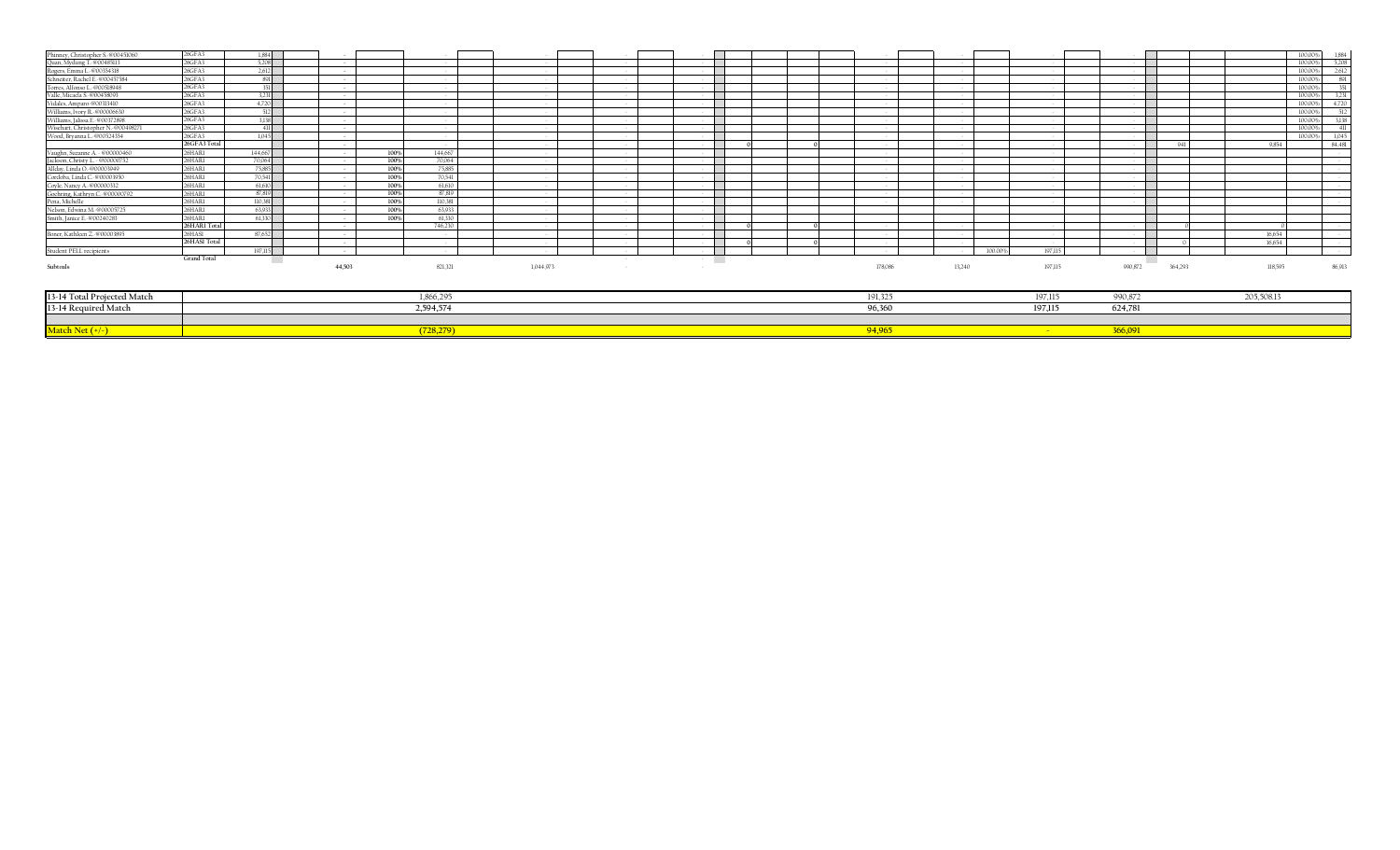| | | | | | | | | | | | | | | | | | | | | |
|---|---|---|---|---|---|---|---|---|---|---|---|---|---|---|---|---|---|---|---|---|
| Phinney, Christopher S. #00451060 | 26GFA3 | 1,884 | - | | - | - | - | - | - | | | - | - | | - | - | | | 100.00% | 1,884 |
| Quan, Mydung T. #00485113 | 26GFA3 | 5,208 | - | | - | - | - | - | - | | | - | - | | - | - | | | 100.00% | 5,208 |
| Rogers, Emma L. #00354318 | 26GFA3 | 2,612 | - | | - | - | - | - | - | | | - | - | | - | - | | | 100.00% | 2,612 |
| Schneiter, Rachel E. #00457384 | 26GFA3 | 811 | - | | - | - | - | - | - | | | - | - | | - | - | | | 100.00% | 811 |
| Torres, Alfonso L. #00501948 | 26GFA3 | 351 | - | | - | - | - | - | - | | | - | - | | - | - | | | 100.00% | 351 |
| Valle, Micaela S. #00458091 | 26GFA3 | 3,231 | - | | - | - | - | - | - | | | - | - | | - | - | | | 100.00% | 3,231 |
| Vidales, Amparo #00313410 | 26GFA3 | 4,720 | - | | - | - | - | - | - | | | - | - | | - | - | | | 100.00% | 4,720 |
| Williams, Ivory R. #00006630 | 26GFA3 | 512 | - | | - | - | - | - | - | | | - | - | | - | - | | | 100.00% | 512 |
| Williams, Jalissa E. #00372808 | 26GFA3 | 3,138 | - | | - | - | - | - | - | | | - | - | | - | - | | | 100.00% | 3,138 |
| Wisehart, Christopher N. #00498271 | 26GFA3 | 411 | - | | - | - | - | - | - | | | - | - | | - | - | | | 100.00% | 411 |
| Wood, Bryanna L. #00524354 | 26GFA3 | 1,045 | - | | - | - | - | - | - | | | - | - | | - | - | | | 100.00% | 1,045 |
| | 26GFA3 Total | | - | | - | - | - | - | - | 0 | 0 | - | - | | - | - | 941 | 9,854 | | 84,481 |
| Vaughn, Suzanne A. #00000460 | 26HAR1 | 144,667 | - | 100% | 144,667 | - | - | - | - | | | - | - | | - | - | | | | - |
| Jackson, Christy L. #00000752 | 26HAR1 | 70,064 | - | 100% | 70,064 | - | - | - | - | | | - | - | | - | - | | | | - |
| Allday, Linda O. #00003949 | 26HAR1 | 75,885 | - | 100% | 75,885 | - | - | - | - | | | - | - | | - | - | | | | - |
| Cordoba, Linda C. #00001950 | 26HAR1 | 70,541 | - | 100% | 70,541 | - | - | - | - | | | - | - | | - | - | | | | - |
| Coyle, Nancy A. #00000332 | 26HAR1 | 61,610 | - | 100% | 61,610 | - | - | - | - | | | - | - | | - | - | | | | - |
| Goebring, Kathryn C. #00000792 | 26HAR1 | 87,819 | - | 100% | 87,819 | - | - | - | - | | | - | - | | - | - | | | | - |
| Pena, Michelle | 26HAR1 | 110,381 | - | 100% | 110,381 | - | - | - | - | | | - | - | | - | - | | | | - |
| Nelson, Edwina M. #00005725 | 26HAR1 | 63,033 | - | 100% | 63,033 | - | - | - | - | | | - | - | | - | - | | | | - |
| Smith, Janice E. #00240283 | 26HAR1 | 61,330 | - | 100% | 61,330 | - | - | - | - | | | - | - | | - | - | | | | - |
| | 26HAR1 Total | | - | | 745,330 | - | - | - | - | 0 | 0 | - | - | | - | - | 0 | 0 | | - |
| Boner, Kathleen Z. #00003893 | 26HAS1 | 87,652 | - | | - | - | - | - | - | | | - | - | | - | - | | 16,654 | | - |
| | 26HAS1 Total | | - | | - | - | - | - | - | 0 | 0 | - | - | | - | - | 0 | 16,654 | | - |
| Student PELL recipients | | 197,115 | - | | - | - | - | - | - | | | - | - | 100.00% | 197,115 | - | | | | - |
| | Grand Total | | | | | | | | | | | | | | | | | | | |
| **Subtotals** | | | 44,503 | | 821,321 | 1,044,973 | - | - | | | | 178,086 | 13,240 | | 197,115 | 990,872 | 364,293 | 118,595 | | 86,913 |

| | | | | | |
|---|---|---|---|---|---|
| 13-14 Total Projected Match | 1,866,295 | 191,325 | 197,115 | 990,872 | 205,508.13 |
| 13-14 Required Match | 2,594,574 | 96,360 | 197,115 | 624,781 | |
| | | | | | |
| Match Net (+/-) | (728,279) | 94,965 | - | 366,091 | |